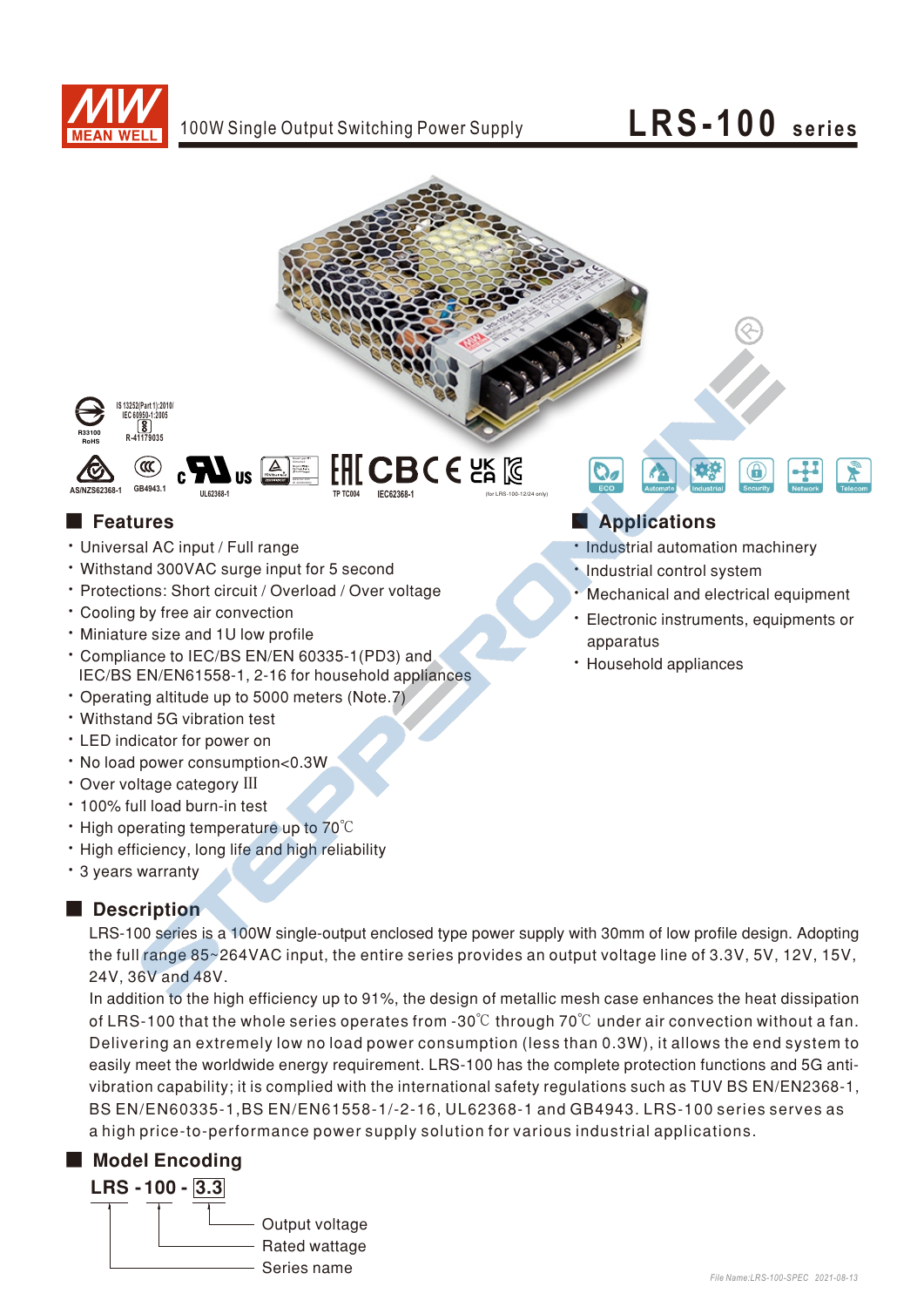# LRS-100 series

100W Single Output Switching Power Supply

## Features

- Universal AC input / Full range
- Withstand 300VAC surge input for 5 second
- Protections: Short circuit / Overload / Over voltage
- Cooling by free air convection
- Miniature size and 1U low profile
- Compliance to IEC/BS EN/EN 60335-1(PD3) and IEC/BS EN/EN61558-1, 2-16 for household appliances
- Operating altitude up to 5000 meters (Note.7)
- Withstand 5G vibration test
- LED indicator for power on
- No load power consumption<0.3W
- Over voltage category III
- 100% full load burn-in test
- High operating temperature up to 70℃
- High efficiency, long life and high reliability
- 3 years warranty

## Applications

- Industrial automation machinery
- Industrial control system
- Mechanical and electrical equipment
- Electronic instruments, equipments or apparatus
- Household appliances

## Description

LRS-100 series is a 100W single-output enclosed type power supply with 30mm of low profile design. Adopting the full range 85~264VAC input, the entire series provides an output voltage line of 3.3V, 5V, 12V, 15V, 24V, 36V and 48V.

In addition to the high efficiency up to 91%, the design of metallic mesh case enhances the heat dissipation of LRS-100 that the whole series operates from -30℃ through 70℃ under air convection without a fan. Delivering an extremely low no load power consumption (less than 0.3W), it allows the end system to easily meet the worldwide energy requirement. LRS-100 has the complete protection functions and 5G anti-vibration capability; it is complied with the international safety regulations such as TUV BS EN/EN2368-1, BS EN/EN60335-1,BS EN/EN61558-1/-2-16, UL62368-1 and GB4943. LRS-100 series serves as a high price-to-performance power supply solution for various industrial applications.

## Model Encoding

LRS - 100 - 3.3

- 3.3: Output voltage
- 100: Rated wattage
- LRS: Series name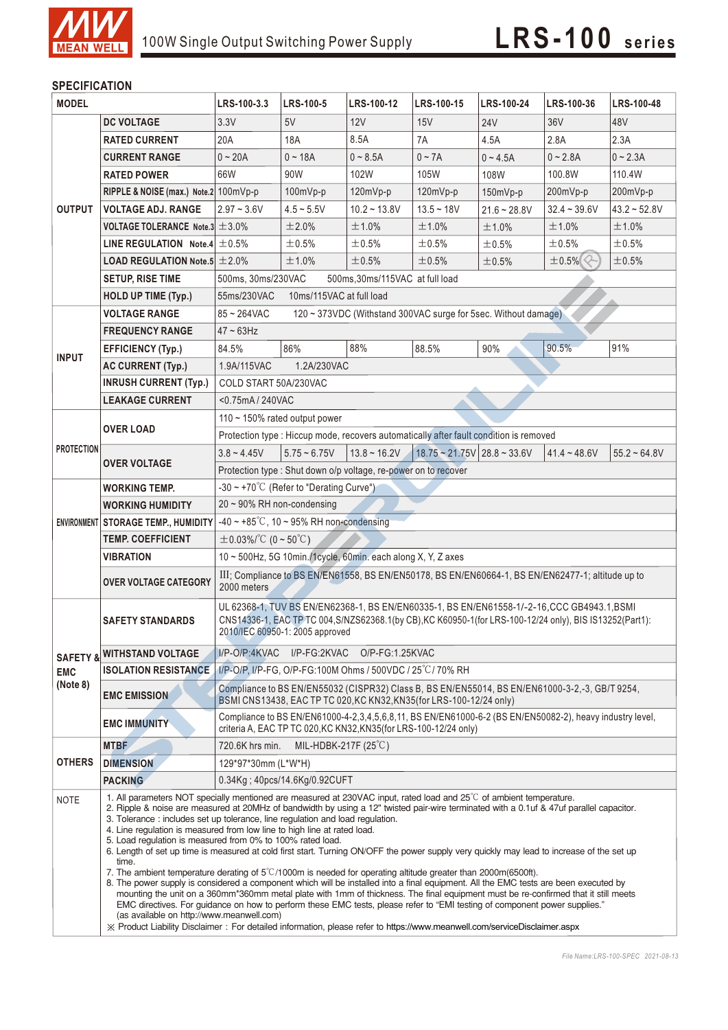# 100W Single Output Switching Power Supply — LRS-100 series

## SPECIFICATION

| MODEL | | LRS-100-3.3 | LRS-100-5 | LRS-100-12 | LRS-100-15 | LRS-100-24 | LRS-100-36 | LRS-100-48 |
|---|---|---|---|---|---|---|---|---|
| OUTPUT | DC VOLTAGE | 3.3V | 5V | 12V | 15V | 24V | 36V | 48V |
| | RATED CURRENT | 20A | 18A | 8.5A | 7A | 4.5A | 2.8A | 2.3A |
| | CURRENT RANGE | 0 ~ 20A | 0 ~ 18A | 0 ~ 8.5A | 0 ~ 7A | 0 ~ 4.5A | 0 ~ 2.8A | 0 ~ 2.3A |
| | RATED POWER | 66W | 90W | 102W | 105W | 108W | 100.8W | 110.4W |
| | RIPPLE & NOISE (max.) Note.2 | 100mVp-p | 100mVp-p | 120mVp-p | 120mVp-p | 150mVp-p | 200mVp-p | 200mVp-p |
| | VOLTAGE ADJ. RANGE | 2.97 ~ 3.6V | 4.5 ~ 5.5V | 10.2 ~ 13.8V | 13.5 ~ 18V | 21.6 ~ 28.8V | 32.4 ~ 39.6V | 43.2 ~ 52.8V |
| | VOLTAGE TOLERANCE Note.3 | ±3.0% | ±2.0% | ±1.0% | ±1.0% | ±1.0% | ±1.0% | ±1.0% |
| | LINE REGULATION Note.4 | ±0.5% | ±0.5% | ±0.5% | ±0.5% | ±0.5% | ±0.5% | ±0.5% |
| | LOAD REGULATION Note.5 | ±2.0% | ±1.0% | ±0.5% | ±0.5% | ±0.5% | ±0.5% | ±0.5% |
| | SETUP, RISE TIME | 500ms, 30ms/230VAC 500ms,30ms/115VAC at full load | | | | | | |
| | HOLD UP TIME (Typ.) | 55ms/230VAC 10ms/115VAC at full load | | | | | | |
| INPUT | VOLTAGE RANGE | 85 ~ 264VAC 120 ~ 373VDC (Withstand 300VAC surge for 5sec. Without damage) | | | | | | |
| | FREQUENCY RANGE | 47 ~ 63Hz | | | | | | |
| | EFFICIENCY (Typ.) | 84.5% | 86% | 88% | 88.5% | 90% | 90.5% | 91% |
| | AC CURRENT (Typ.) | 1.9A/115VAC 1.2A/230VAC | | | | | | |
| | INRUSH CURRENT (Typ.) | COLD START 50A/230VAC | | | | | | |
| | LEAKAGE CURRENT | <0.75mA / 240VAC | | | | | | |
| PROTECTION | OVER LOAD | 110 ~ 150% rated output power | | | | | | |
| | | Protection type : Hiccup mode, recovers automatically after fault condition is removed | | | | | | |
| | OVER VOLTAGE | 3.8 ~ 4.45V | 5.75 ~ 6.75V | 13.8 ~ 16.2V | 18.75 ~ 21.75V | 28.8 ~ 33.6V | 41.4 ~ 48.6V | 55.2 ~ 64.8V |
| | | Protection type : Shut down o/p voltage, re-power on to recover | | | | | | |
| ENVIRONMENT | WORKING TEMP. | -30 ~ +70℃ (Refer to "Derating Curve") | | | | | | |
| | WORKING HUMIDITY | 20 ~ 90% RH non-condensing | | | | | | |
| | STORAGE TEMP., HUMIDITY | -40 ~ +85℃, 10 ~ 95% RH non-condensing | | | | | | |
| | TEMP. COEFFICIENT | ±0.03%/℃ (0 ~ 50℃) | | | | | | |
| | VIBRATION | 10 ~ 500Hz, 5G 10min./1cycle, 60min. each along X, Y, Z axes | | | | | | |
| | OVER VOLTAGE CATEGORY | III; Compliance to BS EN/EN61558, BS EN/EN50178, BS EN/EN60664-1, BS EN/EN62477-1; altitude up to 2000 meters | | | | | | |
| SAFETY & EMC (Note 8) | SAFETY STANDARDS | UL 62368-1, TUV BS EN/EN62368-1, BS EN/EN60335-1, BS EN/EN61558-1/-2-16,CCC GB4943.1,BSMI CNS14336-1, EAC TP TC 004,S/NZS62368.1(by CB),KC K60950-1(for LRS-100-12/24 only), BIS IS13252(Part1): 2010/IEC 60950-1: 2005 approved | | | | | | |
| | WITHSTAND VOLTAGE | I/P-O/P:4KVAC I/P-FG:2KVAC O/P-FG:1.25KVAC | | | | | | |
| | ISOLATION RESISTANCE | I/P-O/P, I/P-FG, O/P-FG:100M Ohms / 500VDC / 25℃/ 70% RH | | | | | | |
| | EMC EMISSION | Compliance to BS EN/EN55032 (CISPR32) Class B, BS EN/EN55014, BS EN/EN61000-3-2,-3, GB/T 9254, BSMI CNS13438, EAC TP TC 020,KC KN32,KN35(for LRS-100-12/24 only) | | | | | | |
| | EMC IMMUNITY | Compliance to BS EN/EN61000-4-2,3,4,5,6,8,11, BS EN/EN61000-6-2 (BS EN/EN50082-2), heavy industry level, criteria A, EAC TP TC 020,KC KN32,KN35(for LRS-100-12/24 only) | | | | | | |
| OTHERS | MTBF | 720.6K hrs min. MIL-HDBK-217F (25℃) | | | | | | |
| | DIMENSION | 129*97*30mm (L*W*H) | | | | | | |
| | PACKING | 0.34Kg ; 40pcs/14.6Kg/0.92CUFT | | | | | | |

**NOTE**

1. All parameters NOT specially mentioned are measured at 230VAC input, rated load and 25℃ of ambient temperature.
2. Ripple & noise are measured at 20MHz of bandwidth by using a 12" twisted pair-wire terminated with a 0.1uf & 47uf parallel capacitor.
3. Tolerance : includes set up tolerance, line regulation and load regulation.
4. Line regulation is measured from low line to high line at rated load.
5. Load regulation is measured from 0% to 100% rated load.
6. Length of set up time is measured at cold first start. Turning ON/OFF the power supply very quickly may lead to increase of the set up time.
7. The ambient temperature derating of 5℃/1000m is needed for operating altitude greater than 2000m(6500ft).
8. The power supply is considered a component which will be installed into a final equipment. All the EMC tests are been executed by mounting the unit on a 360mm*360mm metal plate with 1mm of thickness. The final equipment must be re-confirmed that it still meets EMC directives. For guidance on how to perform these EMC tests, please refer to "EMI testing of component power supplies." (as available on http://www.meanwell.com)

※ Product Liability Disclaimer : For detailed information, please refer to https://www.meanwell.com/serviceDisclaimer.aspx

*File Name:LRS-100-SPEC 2021-08-13*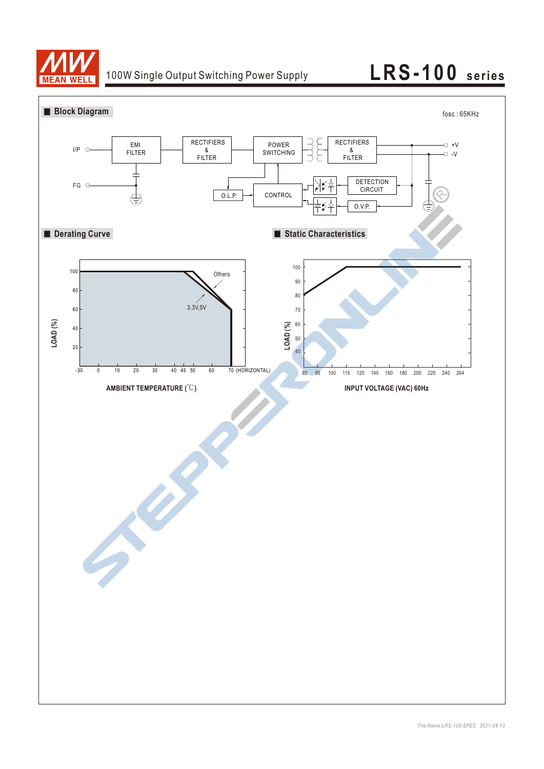# 100W Single Output Switching Power Supply

# LRS-100 series

## Block Diagram

fosc : 65KHz

I/P — EMI FILTER — RECTIFIERS & FILTER — POWER SWITCHING — RECTIFIERS & FILTER — +V / -V

FG

O.L.P. — CONTROL — DETECTION CIRCUIT — O.V.P.

## Derating Curve

LOAD (%): 100, 80, 60, 40, 20

AMBIENT TEMPERATURE (℃): -30, 0, 10, 20, 30, 40, 45, 50, 60, 70 (HORIZONTAL)

Others

3.3V,5V

## Static Characteristics

LOAD (%): 100, 90, 80, 70, 60, 50, 40

INPUT VOLTAGE (VAC) 60Hz: 85, 95, 100, 115, 120, 140, 160, 180, 200, 220, 240, 264

File Name:LRS-100-SPEC 2021-08-13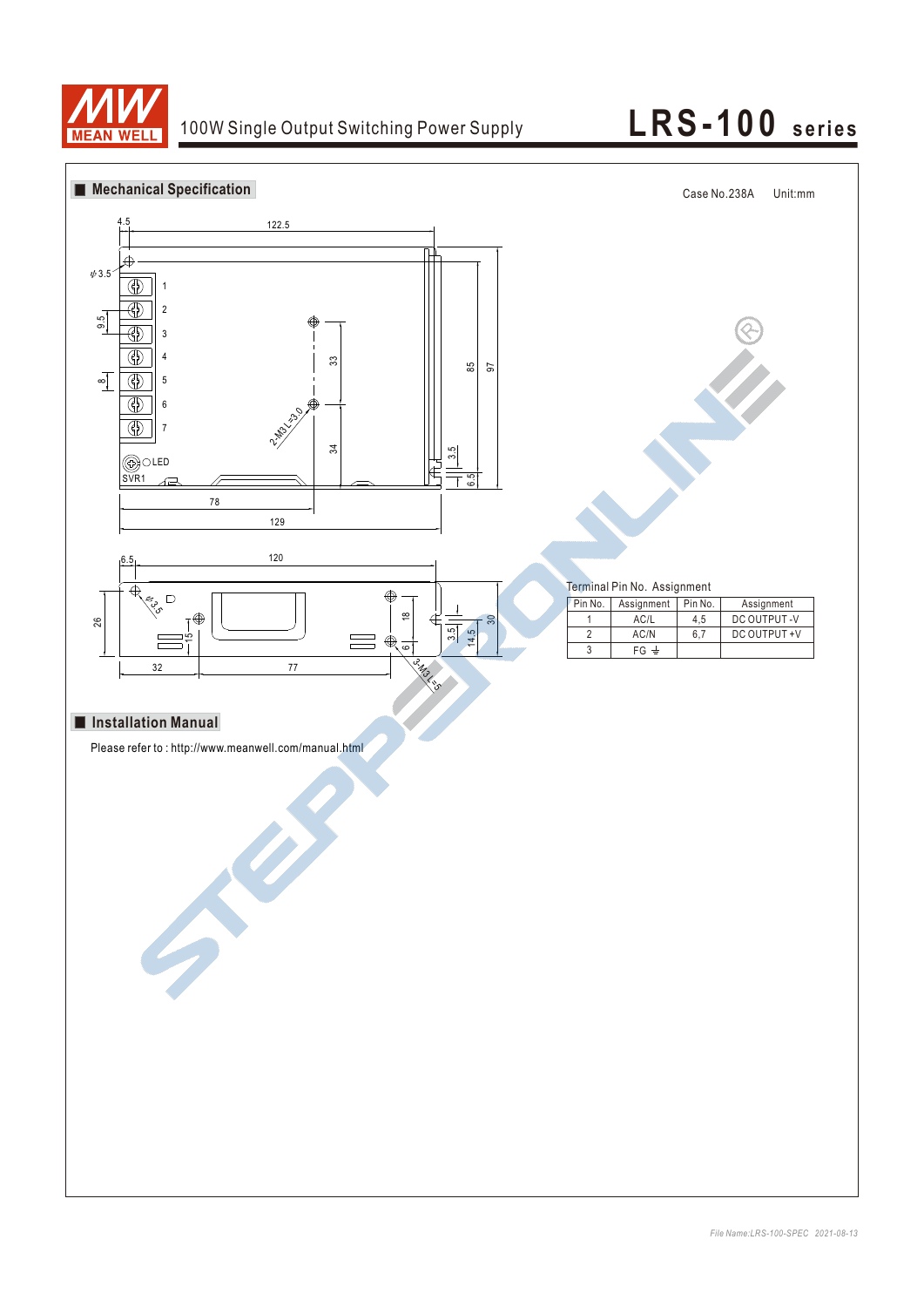## Mechanical Specification

Case No.238A Unit:mm

4.5
122.5
ψ3.5
9.5
8
1
2
3
4
5
6
7
LED
SVR1
33
34
2-M3 L=3.0
85
97
3.5
6.5
78
129

6.5
120
26
ψ3.5
15
18
9
3-M3 L=5
3.5
14.5
30
32
77

Terminal Pin No. Assignment

| Pin No. | Assignment | Pin No. | Assignment |
|---|---|---|---|
| 1 | AC/L | 4,5 | DC OUTPUT -V |
| 2 | AC/N | 6,7 | DC OUTPUT +V |
| 3 | FG ⏚ | | |

## Installation Manual

Please refer to : http://www.meanwell.com/manual.html